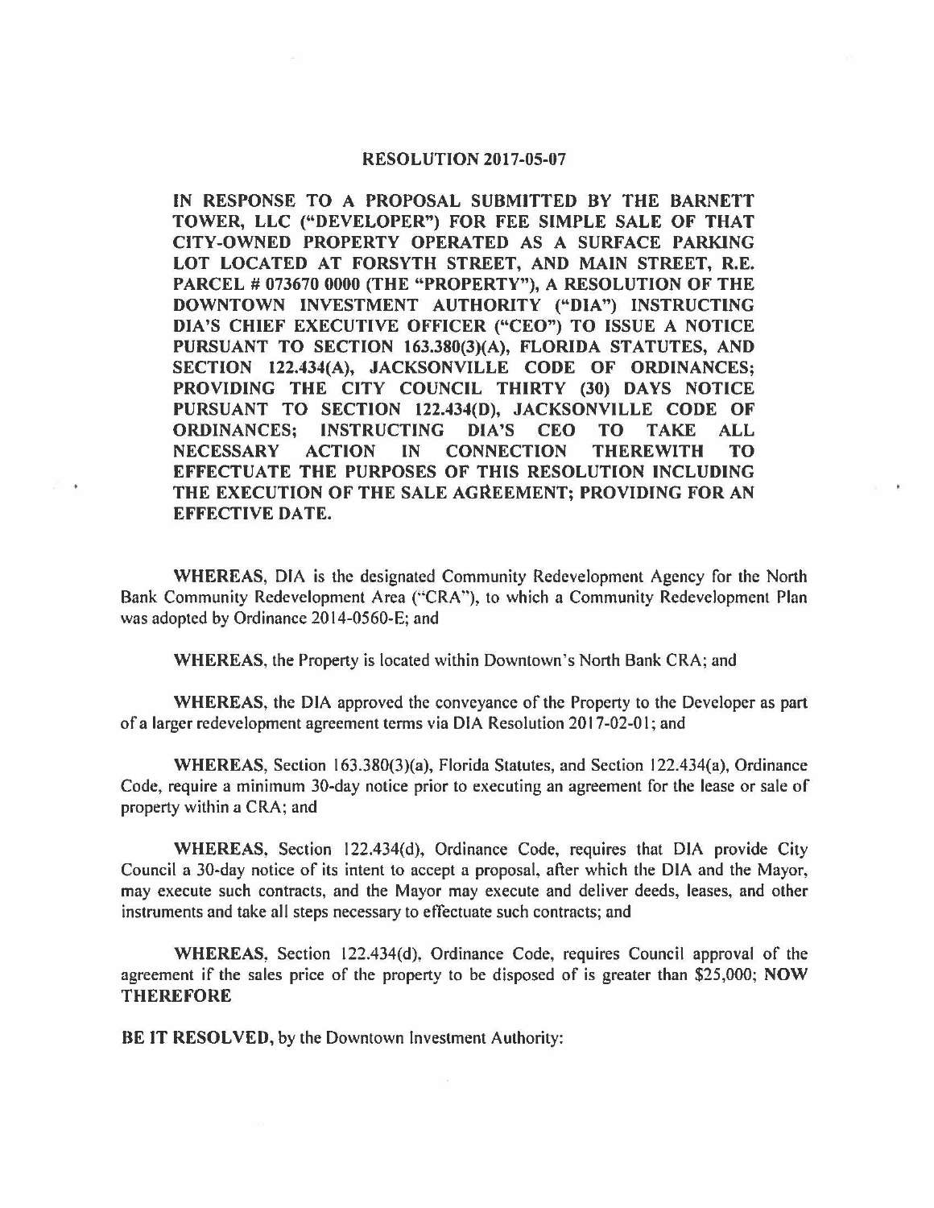# RESOLUTION 2017-05-07

**IN RESPONSE TO A PROPOSAL SUBMITTED BY THE BARNETT TOWER, LLC ("DEVELOPER") FOR FEE SIMPLE SALE OF THAT CITY-OWNED PROPERTY OPERATED AS A SURFACE PARKING LOT LOCATED AT FORSYTH STREET, AND MAIN STREET, R.E. PARCEL # 073670 0000 (THE "PROPERTY"), A RESOLUTION OF THE DOWNTOWN INVESTMENT AUTHORITY ("DIA") INSTRUCTING DIA'S CHIEF EXECUTIVE OFFICER ("CEO") TO ISSUE A NOTICE PURSUANT TO SECTION 163.380(3)(A), FLORIDA STATUTES, AND SECTION 122.434(A), JACKSONVILLE CODE OF ORDINANCES; PROVIDING THE CITY COUNCIL THIRTY (30) DAYS NOTICE PURSUANT TO SECTION 122.434(D), JACKSONVILLE CODE OF ORDINANCES; INSTRUCTING DIA'S CEO TO TAKE ALL NECESSARY ACTION IN CONNECTION THEREWITH TO EFFECTUATE THE PURPOSES OF THIS RESOLUTION INCLUDING THE EXECUTION OF THE SALE AGREEMENT; PROVIDING FOR AN EFFECTIVE DATE.**

**WHEREAS**, DIA is the designated Community Redevelopment Agency for the North Bank Community Redevelopment Area ("CRA"), to which a Community Redevelopment Plan was adopted by Ordinance 2014-0560-E; and

**WHEREAS**, the Property is located within Downtown's North Bank CRA; and

**WHEREAS**, the DIA approved the conveyance of the Property to the Developer as part of a larger redevelopment agreement terms via DIA Resolution 2017-02-01; and

**WHEREAS**, Section 163.380(3)(a), Florida Statutes, and Section 122.434(a), Ordinance Code, require a minimum 30-day notice prior to executing an agreement for the lease or sale of property within a CRA; and

**WHEREAS**, Section 122.434(d), Ordinance Code, requires that DIA provide City Council a 30-day notice of its intent to accept a proposal, after which the DIA and the Mayor, may execute such contracts, and the Mayor may execute and deliver deeds, leases, and other instruments and take all steps necessary to effectuate such contracts; and

**WHEREAS**, Section 122.434(d), Ordinance Code, requires Council approval of the agreement if the sales price of the property to be disposed of is greater than $25,000; **NOW THEREFORE**

**BE IT RESOLVED**, by the Downtown Investment Authority: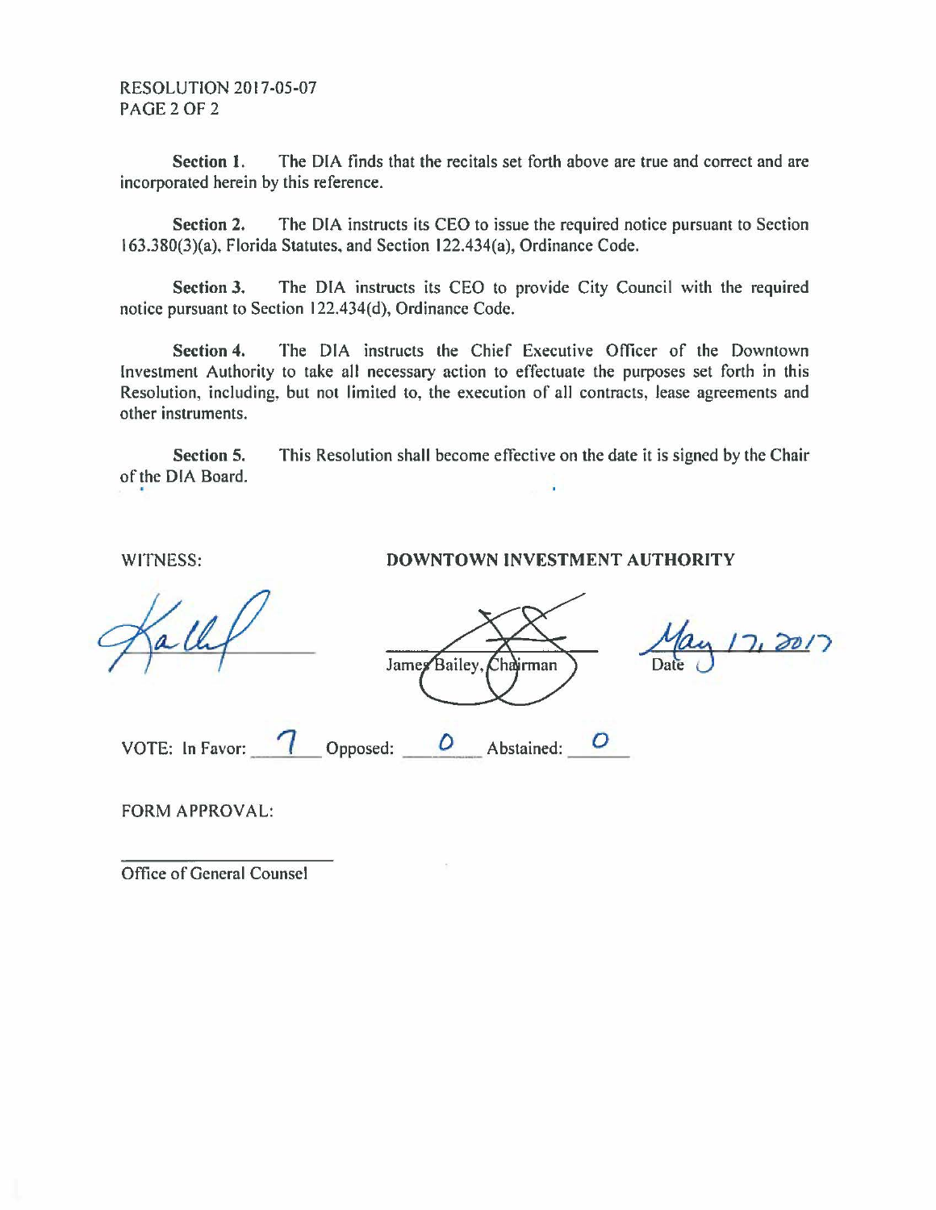RESOLUTION 2017-05-07

**Section 1.** The DIA finds that the recitals set forth above are true and correct and are incorporated herein by this reference.

**Section 2.** The DIA instructs its CEO to issue the required notice pursuant to Section 163.380(3)(a), Florida Statutes, and Section 122.434(a), Ordinance Code.

**Section 3.** The DIA instructs its CEO to provide City Council with the required notice pursuant to Section 122.434(d), Ordinance Code.

**Section 4.** The DIA instructs the Chief Executive Officer of the Downtown Investment Authority to take all necessary action to effectuate the purposes set forth in this Resolution, including, but not limited to, the execution of all contracts, lease agreements and other instruments.

**Section 5.** This Resolution shall become effective on the date it is signed by the Chair of the DIA Board.

WITNESS:

**DOWNTOWN INVESTMENT AUTHORITY**

James Bailey, Chairman

May 17, 2017
Date

VOTE: In Favor: 7 Opposed: 0 Abstained: 0

FORM APPROVAL:

Office of General Counsel